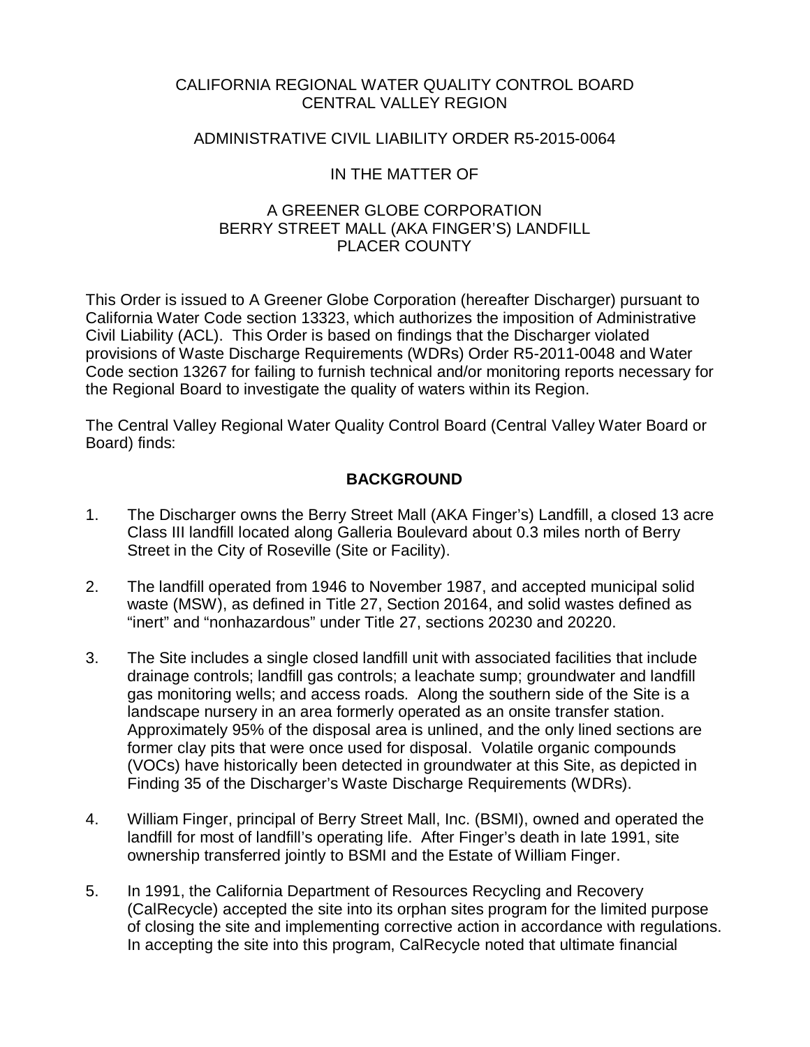CALIFORNIA REGIONAL WATER QUALITY CONTROL BOARD
CENTRAL VALLEY REGION

ADMINISTRATIVE CIVIL LIABILITY ORDER R5-2015-0064

IN THE MATTER OF

A GREENER GLOBE CORPORATION
BERRY STREET MALL (AKA FINGER'S) LANDFILL
PLACER COUNTY

This Order is issued to A Greener Globe Corporation (hereafter Discharger) pursuant to California Water Code section 13323, which authorizes the imposition of Administrative Civil Liability (ACL). This Order is based on findings that the Discharger violated provisions of Waste Discharge Requirements (WDRs) Order R5-2011-0048 and Water Code section 13267 for failing to furnish technical and/or monitoring reports necessary for the Regional Board to investigate the quality of waters within its Region.

The Central Valley Regional Water Quality Control Board (Central Valley Water Board or Board) finds:

## BACKGROUND

1. The Discharger owns the Berry Street Mall (AKA Finger's) Landfill, a closed 13 acre Class III landfill located along Galleria Boulevard about 0.3 miles north of Berry Street in the City of Roseville (Site or Facility).

2. The landfill operated from 1946 to November 1987, and accepted municipal solid waste (MSW), as defined in Title 27, Section 20164, and solid wastes defined as "inert" and "nonhazardous" under Title 27, sections 20230 and 20220.

3. The Site includes a single closed landfill unit with associated facilities that include drainage controls; landfill gas controls; a leachate sump; groundwater and landfill gas monitoring wells; and access roads. Along the southern side of the Site is a landscape nursery in an area formerly operated as an onsite transfer station. Approximately 95% of the disposal area is unlined, and the only lined sections are former clay pits that were once used for disposal. Volatile organic compounds (VOCs) have historically been detected in groundwater at this Site, as depicted in Finding 35 of the Discharger's Waste Discharge Requirements (WDRs).

4. William Finger, principal of Berry Street Mall, Inc. (BSMI), owned and operated the landfill for most of landfill's operating life. After Finger's death in late 1991, site ownership transferred jointly to BSMI and the Estate of William Finger.

5. In 1991, the California Department of Resources Recycling and Recovery (CalRecycle) accepted the site into its orphan sites program for the limited purpose of closing the site and implementing corrective action in accordance with regulations. In accepting the site into this program, CalRecycle noted that ultimate financial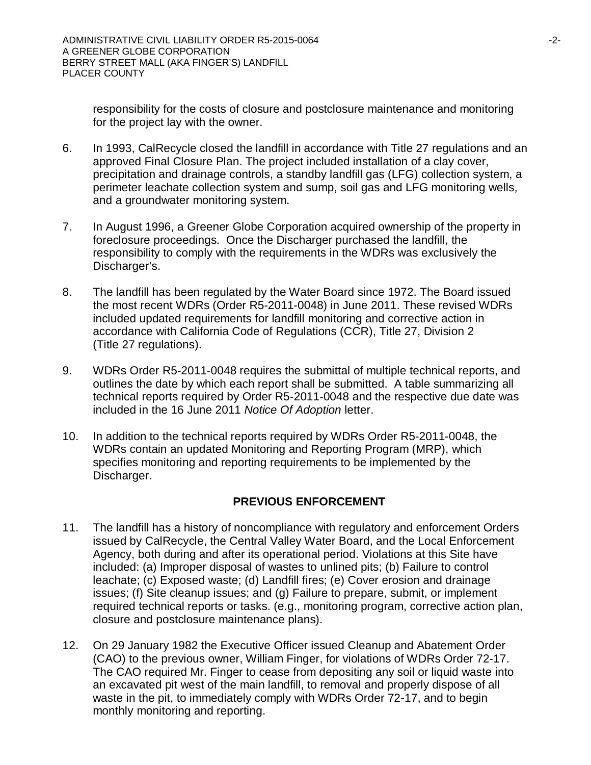responsibility for the costs of closure and postclosure maintenance and monitoring for the project lay with the owner.

6. In 1993, CalRecycle closed the landfill in accordance with Title 27 regulations and an approved Final Closure Plan. The project included installation of a clay cover, precipitation and drainage controls, a standby landfill gas (LFG) collection system, a perimeter leachate collection system and sump, soil gas and LFG monitoring wells, and a groundwater monitoring system.

7. In August 1996, a Greener Globe Corporation acquired ownership of the property in foreclosure proceedings. Once the Discharger purchased the landfill, the responsibility to comply with the requirements in the WDRs was exclusively the Discharger's.

8. The landfill has been regulated by the Water Board since 1972. The Board issued the most recent WDRs (Order R5-2011-0048) in June 2011. These revised WDRs included updated requirements for landfill monitoring and corrective action in accordance with California Code of Regulations (CCR), Title 27, Division 2 (Title 27 regulations).

9. WDRs Order R5-2011-0048 requires the submittal of multiple technical reports, and outlines the date by which each report shall be submitted. A table summarizing all technical reports required by Order R5-2011-0048 and the respective due date was included in the 16 June 2011 *Notice Of Adoption* letter.

10. In addition to the technical reports required by WDRs Order R5-2011-0048, the WDRs contain an updated Monitoring and Reporting Program (MRP), which specifies monitoring and reporting requirements to be implemented by the Discharger.

## PREVIOUS ENFORCEMENT

11. The landfill has a history of noncompliance with regulatory and enforcement Orders issued by CalRecycle, the Central Valley Water Board, and the Local Enforcement Agency, both during and after its operational period. Violations at this Site have included: (a) Improper disposal of wastes to unlined pits; (b) Failure to control leachate; (c) Exposed waste; (d) Landfill fires; (e) Cover erosion and drainage issues; (f) Site cleanup issues; and (g) Failure to prepare, submit, or implement required technical reports or tasks. (e.g., monitoring program, corrective action plan, closure and postclosure maintenance plans).

12. On 29 January 1982 the Executive Officer issued Cleanup and Abatement Order (CAO) to the previous owner, William Finger, for violations of WDRs Order 72-17. The CAO required Mr. Finger to cease from depositing any soil or liquid waste into an excavated pit west of the main landfill, to removal and properly dispose of all waste in the pit, to immediately comply with WDRs Order 72-17, and to begin monthly monitoring and reporting.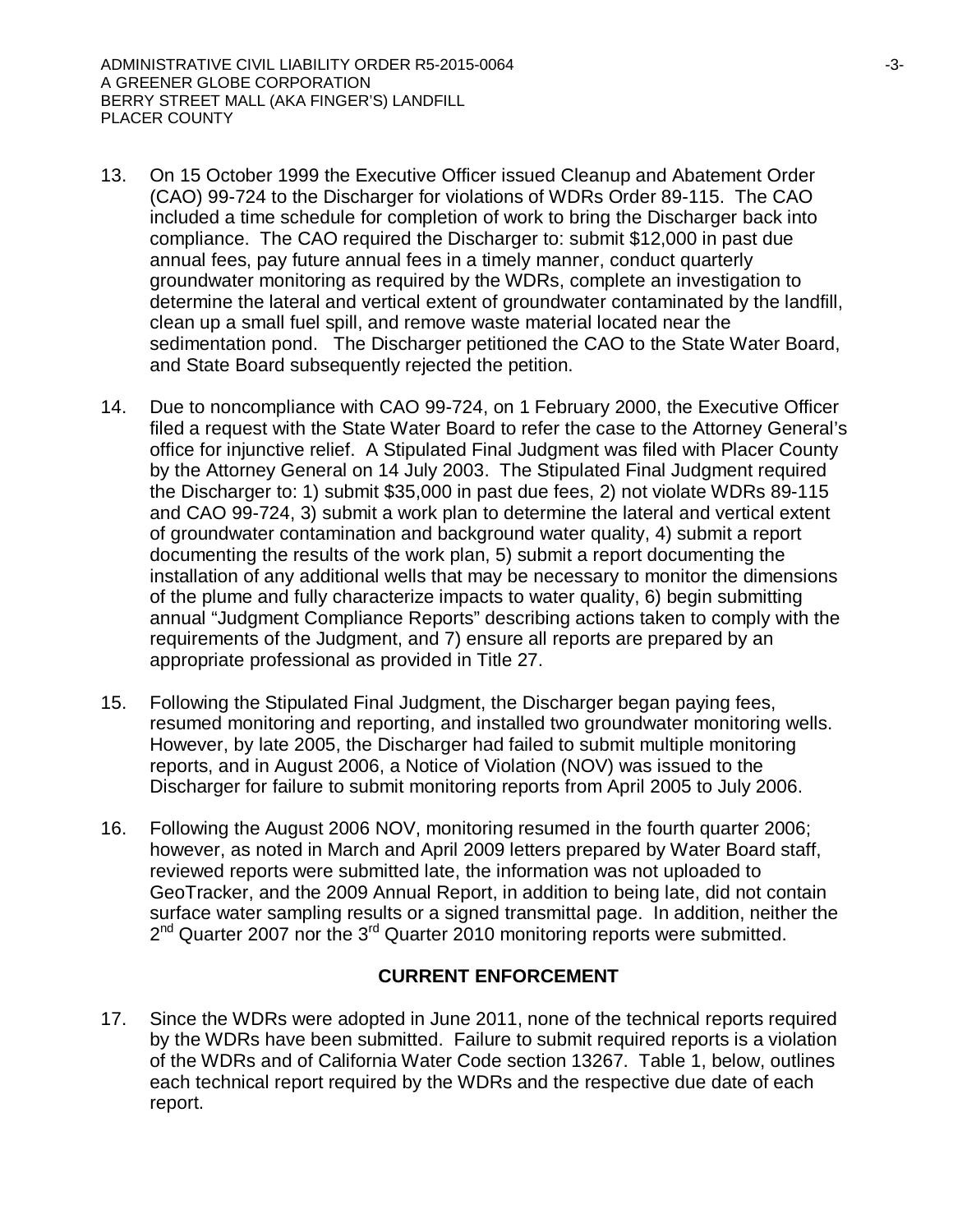13. On 15 October 1999 the Executive Officer issued Cleanup and Abatement Order (CAO) 99-724 to the Discharger for violations of WDRs Order 89-115. The CAO included a time schedule for completion of work to bring the Discharger back into compliance. The CAO required the Discharger to: submit $12,000 in past due annual fees, pay future annual fees in a timely manner, conduct quarterly groundwater monitoring as required by the WDRs, complete an investigation to determine the lateral and vertical extent of groundwater contaminated by the landfill, clean up a small fuel spill, and remove waste material located near the sedimentation pond. The Discharger petitioned the CAO to the State Water Board, and State Board subsequently rejected the petition.

14. Due to noncompliance with CAO 99-724, on 1 February 2000, the Executive Officer filed a request with the State Water Board to refer the case to the Attorney General's office for injunctive relief. A Stipulated Final Judgment was filed with Placer County by the Attorney General on 14 July 2003. The Stipulated Final Judgment required the Discharger to: 1) submit $35,000 in past due fees, 2) not violate WDRs 89-115 and CAO 99-724, 3) submit a work plan to determine the lateral and vertical extent of groundwater contamination and background water quality, 4) submit a report documenting the results of the work plan, 5) submit a report documenting the installation of any additional wells that may be necessary to monitor the dimensions of the plume and fully characterize impacts to water quality, 6) begin submitting annual "Judgment Compliance Reports" describing actions taken to comply with the requirements of the Judgment, and 7) ensure all reports are prepared by an appropriate professional as provided in Title 27.

15. Following the Stipulated Final Judgment, the Discharger began paying fees, resumed monitoring and reporting, and installed two groundwater monitoring wells. However, by late 2005, the Discharger had failed to submit multiple monitoring reports, and in August 2006, a Notice of Violation (NOV) was issued to the Discharger for failure to submit monitoring reports from April 2005 to July 2006.

16. Following the August 2006 NOV, monitoring resumed in the fourth quarter 2006; however, as noted in March and April 2009 letters prepared by Water Board staff, reviewed reports were submitted late, the information was not uploaded to GeoTracker, and the 2009 Annual Report, in addition to being late, did not contain surface water sampling results or a signed transmittal page. In addition, neither the 2nd Quarter 2007 nor the 3rd Quarter 2010 monitoring reports were submitted.

## CURRENT ENFORCEMENT

17. Since the WDRs were adopted in June 2011, none of the technical reports required by the WDRs have been submitted. Failure to submit required reports is a violation of the WDRs and of California Water Code section 13267. Table 1, below, outlines each technical report required by the WDRs and the respective due date of each report.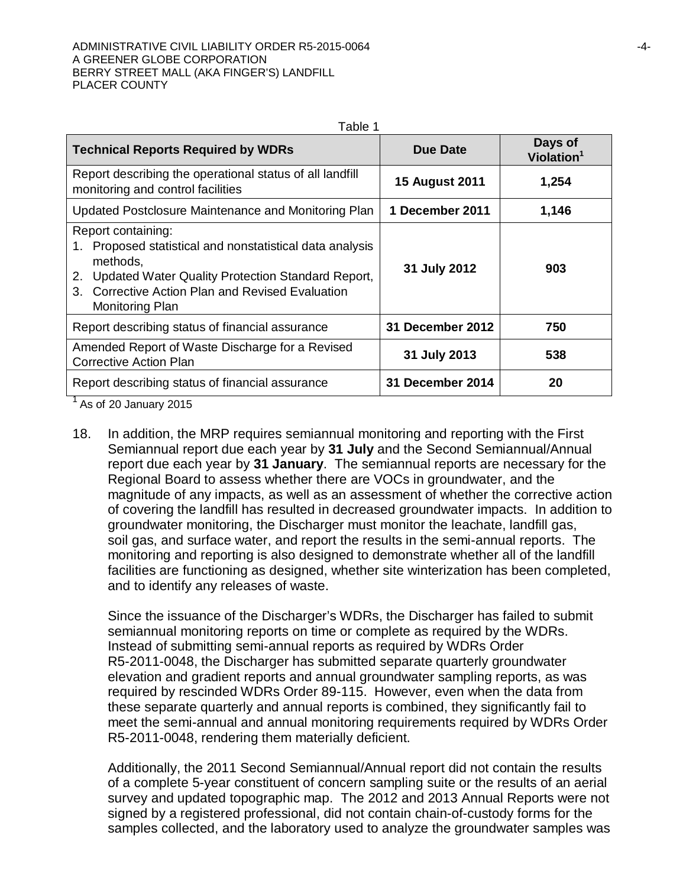Table 1

| Technical Reports Required by WDRs | Due Date | Days of Violation[1] |
|---|---|---|
| Report describing the operational status of all landfill monitoring and control facilities | **15 August 2011** | **1,254** |
| Updated Postclosure Maintenance and Monitoring Plan | **1 December 2011** | **1,146** |
| Report containing:<br>1. Proposed statistical and nonstatistical data analysis methods,<br>2. Updated Water Quality Protection Standard Report,<br>3. Corrective Action Plan and Revised Evaluation Monitoring Plan | **31 July 2012** | **903** |
| Report describing status of financial assurance | **31 December 2012** | **750** |
| Amended Report of Waste Discharge for a Revised Corrective Action Plan | **31 July 2013** | **538** |
| Report describing status of financial assurance | **31 December 2014** | **20** |

[1] As of 20 January 2015

18. In addition, the MRP requires semiannual monitoring and reporting with the First Semiannual report due each year by **31 July** and the Second Semiannual/Annual report due each year by **31 January**. The semiannual reports are necessary for the Regional Board to assess whether there are VOCs in groundwater, and the magnitude of any impacts, as well as an assessment of whether the corrective action of covering the landfill has resulted in decreased groundwater impacts. In addition to groundwater monitoring, the Discharger must monitor the leachate, landfill gas, soil gas, and surface water, and report the results in the semi-annual reports. The monitoring and reporting is also designed to demonstrate whether all of the landfill facilities are functioning as designed, whether site winterization has been completed, and to identify any releases of waste.

    Since the issuance of the Discharger's WDRs, the Discharger has failed to submit semiannual monitoring reports on time or complete as required by the WDRs. Instead of submitting semi-annual reports as required by WDRs Order R5-2011-0048, the Discharger has submitted separate quarterly groundwater elevation and gradient reports and annual groundwater sampling reports, as was required by rescinded WDRs Order 89-115. However, even when the data from these separate quarterly and annual reports is combined, they significantly fail to meet the semi-annual and annual monitoring requirements required by WDRs Order R5-2011-0048, rendering them materially deficient.

    Additionally, the 2011 Second Semiannual/Annual report did not contain the results of a complete 5-year constituent of concern sampling suite or the results of an aerial survey and updated topographic map. The 2012 and 2013 Annual Reports were not signed by a registered professional, did not contain chain-of-custody forms for the samples collected, and the laboratory used to analyze the groundwater samples was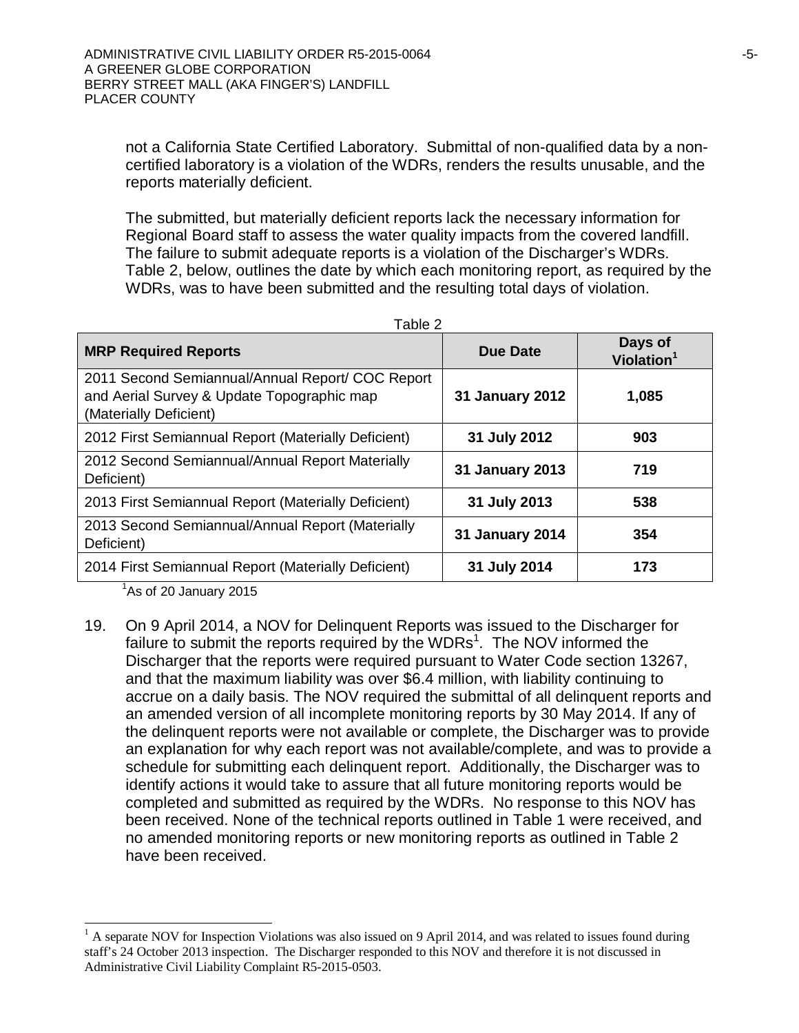not a California State Certified Laboratory. Submittal of non-qualified data by a non-certified laboratory is a violation of the WDRs, renders the results unusable, and the reports materially deficient.

The submitted, but materially deficient reports lack the necessary information for Regional Board staff to assess the water quality impacts from the covered landfill. The failure to submit adequate reports is a violation of the Discharger's WDRs. Table 2, below, outlines the date by which each monitoring report, as required by the WDRs, was to have been submitted and the resulting total days of violation.

Table 2

| MRP Required Reports | Due Date | Days of Violation[1] |
| --- | --- | --- |
| 2011 Second Semiannual/Annual Report/ COC Report and Aerial Survey & Update Topographic map (Materially Deficient) | **31 January 2012** | **1,085** |
| 2012 First Semiannual Report (Materially Deficient) | **31 July 2012** | **903** |
| 2012 Second Semiannual/Annual Report Materially Deficient) | **31 January 2013** | **719** |
| 2013 First Semiannual Report (Materially Deficient) | **31 July 2013** | **538** |
| 2013 Second Semiannual/Annual Report (Materially Deficient) | **31 January 2014** | **354** |
| 2014 First Semiannual Report (Materially Deficient) | **31 July 2014** | **173** |

[1]As of 20 January 2015

19. On 9 April 2014, a NOV for Delinquent Reports was issued to the Discharger for failure to submit the reports required by the WDRs[1]. The NOV informed the Discharger that the reports were required pursuant to Water Code section 13267, and that the maximum liability was over $6.4 million, with liability continuing to accrue on a daily basis. The NOV required the submittal of all delinquent reports and an amended version of all incomplete monitoring reports by 30 May 2014. If any of the delinquent reports were not available or complete, the Discharger was to provide an explanation for why each report was not available/complete, and was to provide a schedule for submitting each delinquent report. Additionally, the Discharger was to identify actions it would take to assure that all future monitoring reports would be completed and submitted as required by the WDRs. No response to this NOV has been received. None of the technical reports outlined in Table 1 were received, and no amended monitoring reports or new monitoring reports as outlined in Table 2 have been received.

[1] A separate NOV for Inspection Violations was also issued on 9 April 2014, and was related to issues found during staff's 24 October 2013 inspection. The Discharger responded to this NOV and therefore it is not discussed in Administrative Civil Liability Complaint R5-2015-0503.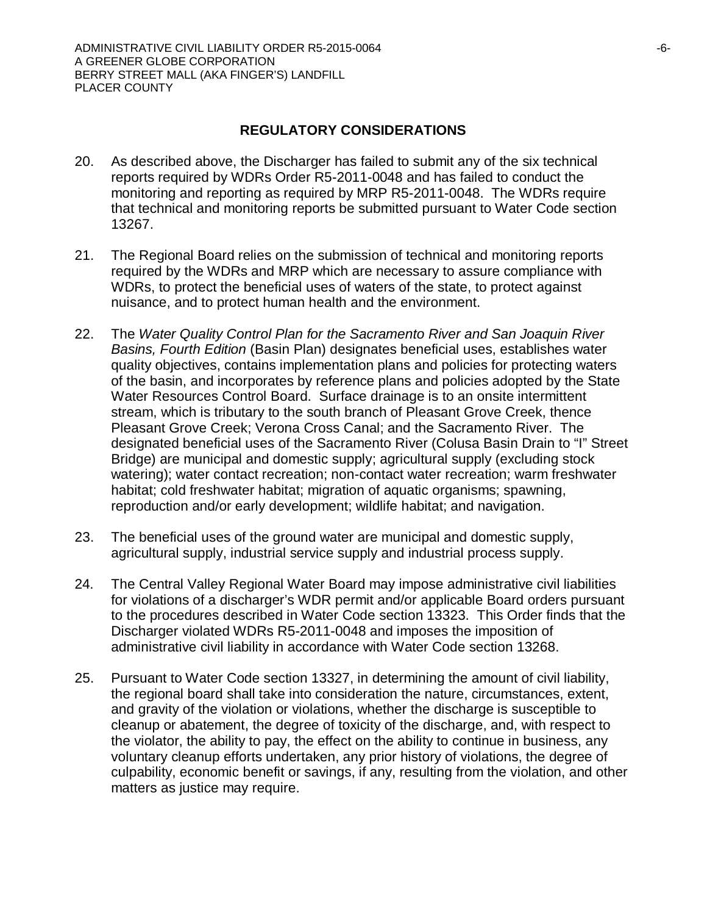## REGULATORY CONSIDERATIONS

20. As described above, the Discharger has failed to submit any of the six technical reports required by WDRs Order R5-2011-0048 and has failed to conduct the monitoring and reporting as required by MRP R5-2011-0048. The WDRs require that technical and monitoring reports be submitted pursuant to Water Code section 13267.

21. The Regional Board relies on the submission of technical and monitoring reports required by the WDRs and MRP which are necessary to assure compliance with WDRs, to protect the beneficial uses of waters of the state, to protect against nuisance, and to protect human health and the environment.

22. The *Water Quality Control Plan for the Sacramento River and San Joaquin River Basins, Fourth Edition* (Basin Plan) designates beneficial uses, establishes water quality objectives, contains implementation plans and policies for protecting waters of the basin, and incorporates by reference plans and policies adopted by the State Water Resources Control Board. Surface drainage is to an onsite intermittent stream, which is tributary to the south branch of Pleasant Grove Creek, thence Pleasant Grove Creek; Verona Cross Canal; and the Sacramento River. The designated beneficial uses of the Sacramento River (Colusa Basin Drain to "I" Street Bridge) are municipal and domestic supply; agricultural supply (excluding stock watering); water contact recreation; non-contact water recreation; warm freshwater habitat; cold freshwater habitat; migration of aquatic organisms; spawning, reproduction and/or early development; wildlife habitat; and navigation.

23. The beneficial uses of the ground water are municipal and domestic supply, agricultural supply, industrial service supply and industrial process supply.

24. The Central Valley Regional Water Board may impose administrative civil liabilities for violations of a discharger's WDR permit and/or applicable Board orders pursuant to the procedures described in Water Code section 13323. This Order finds that the Discharger violated WDRs R5-2011-0048 and imposes the imposition of administrative civil liability in accordance with Water Code section 13268.

25. Pursuant to Water Code section 13327, in determining the amount of civil liability, the regional board shall take into consideration the nature, circumstances, extent, and gravity of the violation or violations, whether the discharge is susceptible to cleanup or abatement, the degree of toxicity of the discharge, and, with respect to the violator, the ability to pay, the effect on the ability to continue in business, any voluntary cleanup efforts undertaken, any prior history of violations, the degree of culpability, economic benefit or savings, if any, resulting from the violation, and other matters as justice may require.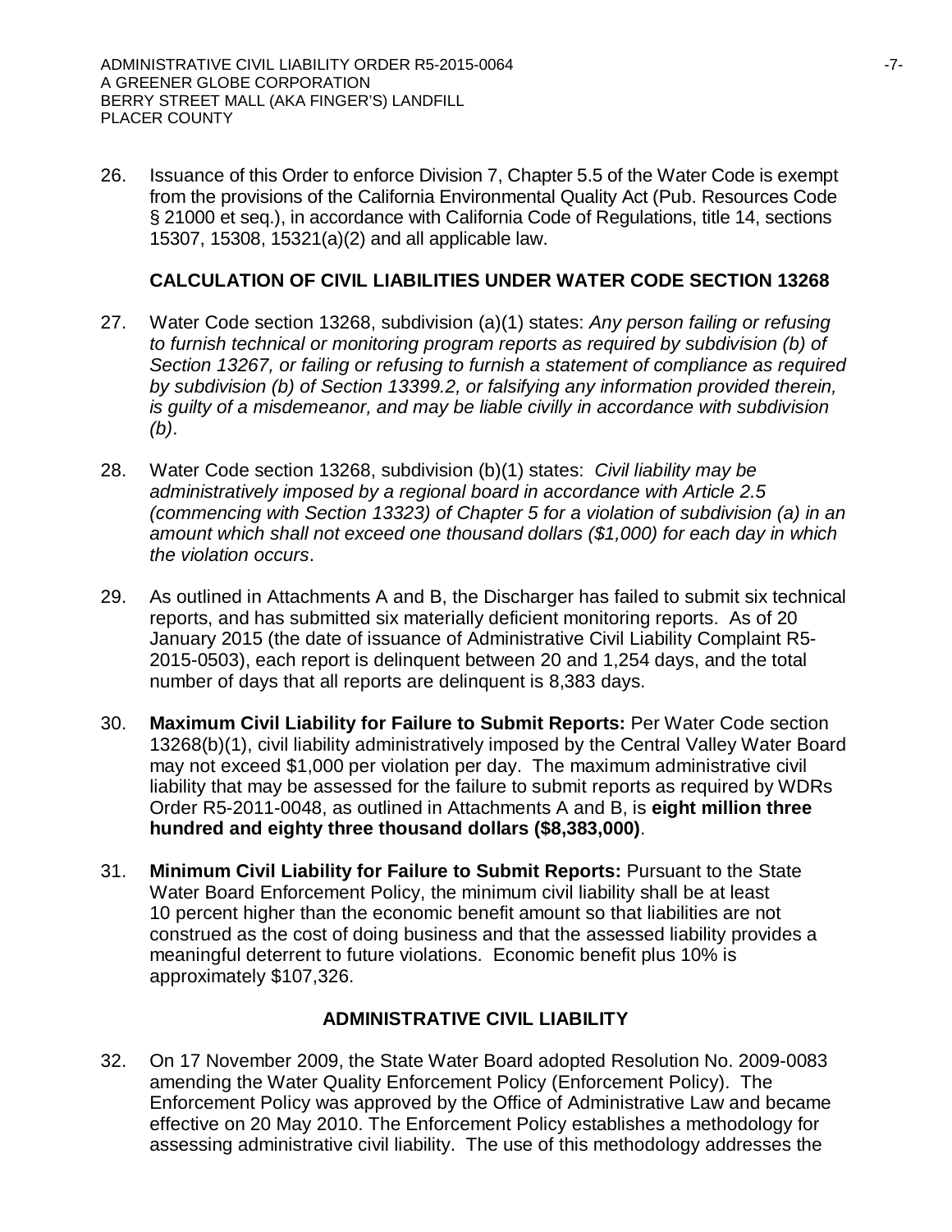26. Issuance of this Order to enforce Division 7, Chapter 5.5 of the Water Code is exempt from the provisions of the California Environmental Quality Act (Pub. Resources Code § 21000 et seq.), in accordance with California Code of Regulations, title 14, sections 15307, 15308, 15321(a)(2) and all applicable law.

## CALCULATION OF CIVIL LIABILITIES UNDER WATER CODE SECTION 13268

27. Water Code section 13268, subdivision (a)(1) states: *Any person failing or refusing to furnish technical or monitoring program reports as required by subdivision (b) of Section 13267, or failing or refusing to furnish a statement of compliance as required by subdivision (b) of Section 13399.2, or falsifying any information provided therein, is guilty of a misdemeanor, and may be liable civilly in accordance with subdivision (b)*.

28. Water Code section 13268, subdivision (b)(1) states: *Civil liability may be administratively imposed by a regional board in accordance with Article 2.5 (commencing with Section 13323) of Chapter 5 for a violation of subdivision (a) in an amount which shall not exceed one thousand dollars ($1,000) for each day in which the violation occurs*.

29. As outlined in Attachments A and B, the Discharger has failed to submit six technical reports, and has submitted six materially deficient monitoring reports. As of 20 January 2015 (the date of issuance of Administrative Civil Liability Complaint R5-2015-0503), each report is delinquent between 20 and 1,254 days, and the total number of days that all reports are delinquent is 8,383 days.

30. **Maximum Civil Liability for Failure to Submit Reports:** Per Water Code section 13268(b)(1), civil liability administratively imposed by the Central Valley Water Board may not exceed $1,000 per violation per day. The maximum administrative civil liability that may be assessed for the failure to submit reports as required by WDRs Order R5-2011-0048, as outlined in Attachments A and B, is **eight million three hundred and eighty three thousand dollars ($8,383,000)**.

31. **Minimum Civil Liability for Failure to Submit Reports:** Pursuant to the State Water Board Enforcement Policy, the minimum civil liability shall be at least 10 percent higher than the economic benefit amount so that liabilities are not construed as the cost of doing business and that the assessed liability provides a meaningful deterrent to future violations. Economic benefit plus 10% is approximately $107,326.

## ADMINISTRATIVE CIVIL LIABILITY

32. On 17 November 2009, the State Water Board adopted Resolution No. 2009-0083 amending the Water Quality Enforcement Policy (Enforcement Policy). The Enforcement Policy was approved by the Office of Administrative Law and became effective on 20 May 2010. The Enforcement Policy establishes a methodology for assessing administrative civil liability. The use of this methodology addresses the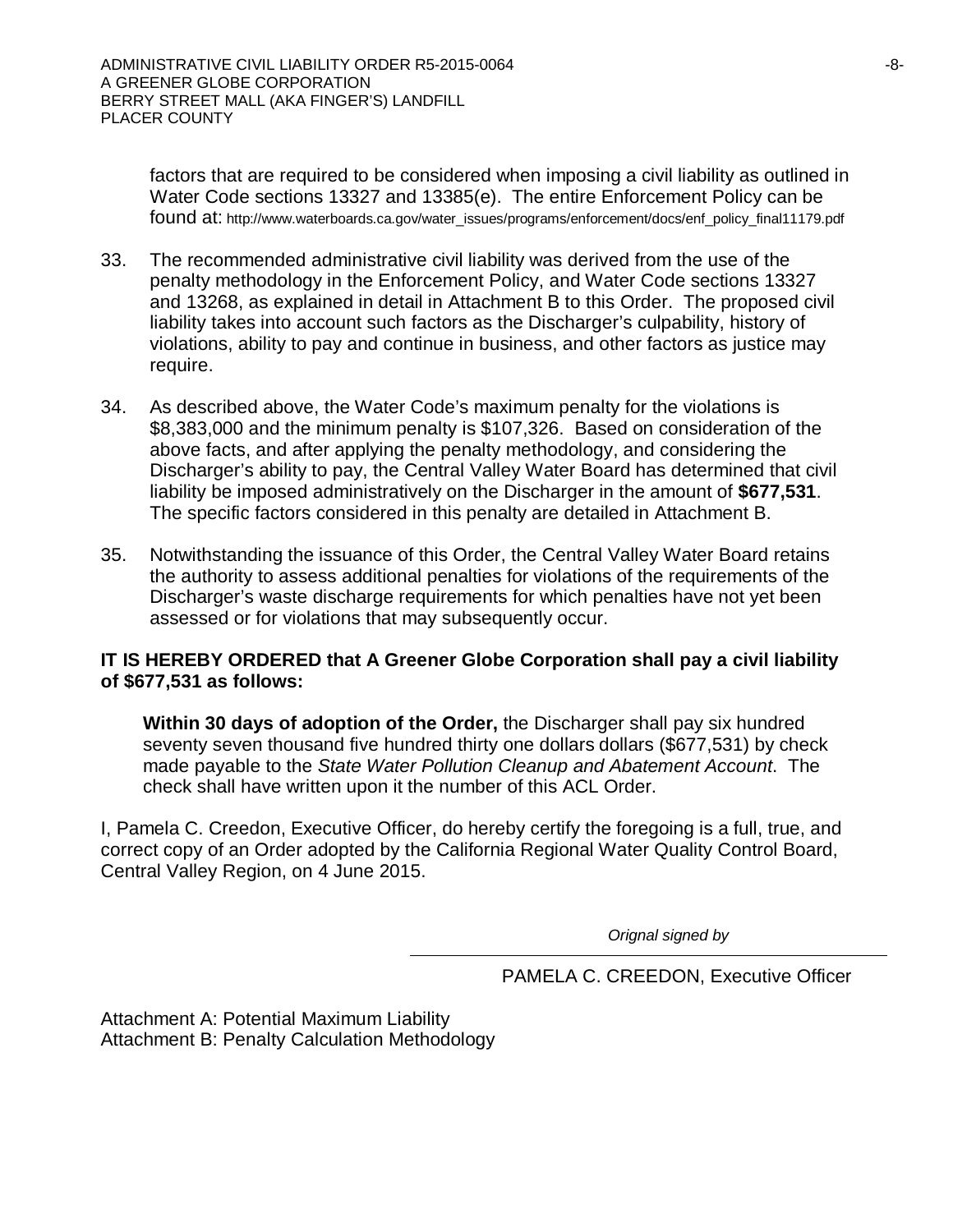factors that are required to be considered when imposing a civil liability as outlined in Water Code sections 13327 and 13385(e). The entire Enforcement Policy can be found at: http://www.waterboards.ca.gov/water_issues/programs/enforcement/docs/enf_policy_final11179.pdf

33. The recommended administrative civil liability was derived from the use of the penalty methodology in the Enforcement Policy, and Water Code sections 13327 and 13268, as explained in detail in Attachment B to this Order. The proposed civil liability takes into account such factors as the Discharger's culpability, history of violations, ability to pay and continue in business, and other factors as justice may require.

34. As described above, the Water Code's maximum penalty for the violations is $8,383,000 and the minimum penalty is $107,326. Based on consideration of the above facts, and after applying the penalty methodology, and considering the Discharger's ability to pay, the Central Valley Water Board has determined that civil liability be imposed administratively on the Discharger in the amount of **$677,531**. The specific factors considered in this penalty are detailed in Attachment B.

35. Notwithstanding the issuance of this Order, the Central Valley Water Board retains the authority to assess additional penalties for violations of the requirements of the Discharger's waste discharge requirements for which penalties have not yet been assessed or for violations that may subsequently occur.

**IT IS HEREBY ORDERED that A Greener Globe Corporation shall pay a civil liability of $677,531 as follows:**

**Within 30 days of adoption of the Order,** the Discharger shall pay six hundred seventy seven thousand five hundred thirty one dollars dollars ($677,531) by check made payable to the *State Water Pollution Cleanup and Abatement Account*. The check shall have written upon it the number of this ACL Order.

I, Pamela C. Creedon, Executive Officer, do hereby certify the foregoing is a full, true, and correct copy of an Order adopted by the California Regional Water Quality Control Board, Central Valley Region, on 4 June 2015.

*Orignal signed by*

PAMELA C. CREEDON, Executive Officer

Attachment A: Potential Maximum Liability
Attachment B: Penalty Calculation Methodology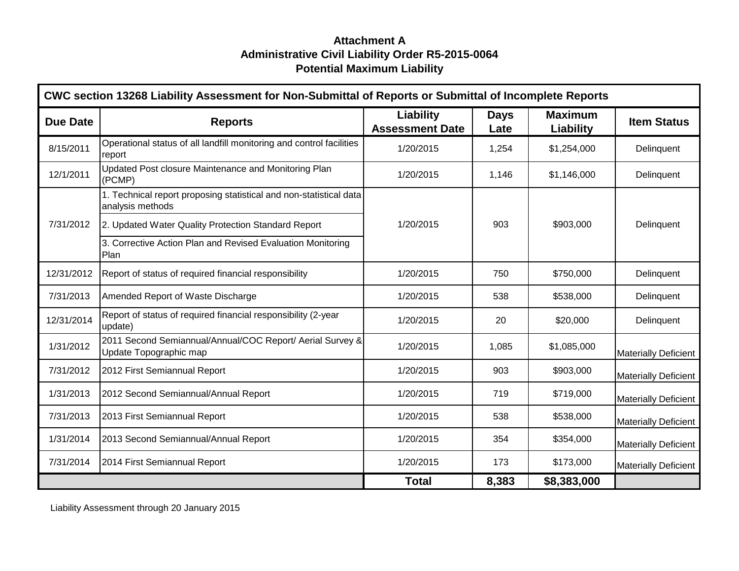**Attachment A**
**Administrative Civil Liability Order R5-2015-0064**
**Potential Maximum Liability**

| **CWC section 13268 Liability Assessment for Non-Submittal of Reports or Submittal of Incomplete Reports** | | | | | |
|---|---|---|---|---|---|
| **Due Date** | **Reports** | **Liability Assessment Date** | **Days Late** | **Maximum Liability** | **Item Status** |
| 8/15/2011 | Operational status of all landfill monitoring and control facilities report | 1/20/2015 | 1,254 | $1,254,000 | Delinquent |
| 12/1/2011 | Updated Post closure Maintenance and Monitoring Plan (PCMP) | 1/20/2015 | 1,146 | $1,146,000 | Delinquent |
| 7/31/2012 | 1. Technical report proposing statistical and non-statistical data analysis methods<br>2. Updated Water Quality Protection Standard Report<br>3. Corrective Action Plan and Revised Evaluation Monitoring Plan | 1/20/2015 | 903 | $903,000 | Delinquent |
| 12/31/2012 | Report of status of required financial responsibility | 1/20/2015 | 750 | $750,000 | Delinquent |
| 7/31/2013 | Amended Report of Waste Discharge | 1/20/2015 | 538 | $538,000 | Delinquent |
| 12/31/2014 | Report of status of required financial responsibility (2-year update) | 1/20/2015 | 20 | $20,000 | Delinquent |
| 1/31/2012 | 2011 Second Semiannual/Annual/COC Report/ Aerial Survey & Update Topographic map | 1/20/2015 | 1,085 | $1,085,000 | Materially Deficient |
| 7/31/2012 | 2012 First Semiannual Report | 1/20/2015 | 903 | $903,000 | Materially Deficient |
| 1/31/2013 | 2012 Second Semiannual/Annual Report | 1/20/2015 | 719 | $719,000 | Materially Deficient |
| 7/31/2013 | 2013 First Semiannual Report | 1/20/2015 | 538 | $538,000 | Materially Deficient |
| 1/31/2014 | 2013 Second Semiannual/Annual Report | 1/20/2015 | 354 | $354,000 | Materially Deficient |
| 7/31/2014 | 2014 First Semiannual Report | 1/20/2015 | 173 | $173,000 | Materially Deficient |
| | | **Total** | **8,383** | **$8,383,000** | |

Liability Assessment through 20 January 2015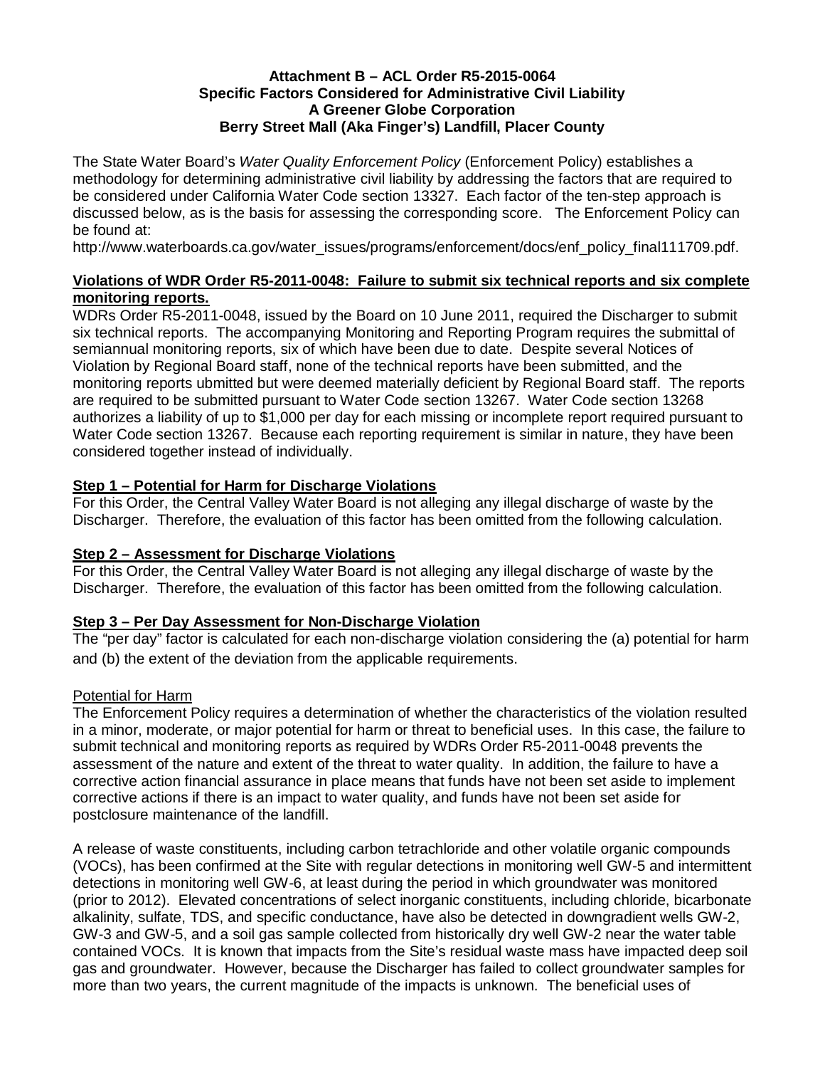**Attachment B – ACL Order R5-2015-0064**
**Specific Factors Considered for Administrative Civil Liability**
**A Greener Globe Corporation**
**Berry Street Mall (Aka Finger's) Landfill, Placer County**

The State Water Board's *Water Quality Enforcement Policy* (Enforcement Policy) establishes a methodology for determining administrative civil liability by addressing the factors that are required to be considered under California Water Code section 13327. Each factor of the ten-step approach is discussed below, as is the basis for assessing the corresponding score. The Enforcement Policy can be found at:
http://www.waterboards.ca.gov/water_issues/programs/enforcement/docs/enf_policy_final111709.pdf.

**Violations of WDR Order R5-2011-0048: Failure to submit six technical reports and six complete monitoring reports.**

WDRs Order R5-2011-0048, issued by the Board on 10 June 2011, required the Discharger to submit six technical reports. The accompanying Monitoring and Reporting Program requires the submittal of semiannual monitoring reports, six of which have been due to date. Despite several Notices of Violation by Regional Board staff, none of the technical reports have been submitted, and the monitoring reports submitted but were deemed materially deficient by Regional Board staff. The reports are required to be submitted pursuant to Water Code section 13267. Water Code section 13268 authorizes a liability of up to $1,000 per day for each missing or incomplete report required pursuant to Water Code section 13267. Because each reporting requirement is similar in nature, they have been considered together instead of individually.

**Step 1 – Potential for Harm for Discharge Violations**

For this Order, the Central Valley Water Board is not alleging any illegal discharge of waste by the Discharger. Therefore, the evaluation of this factor has been omitted from the following calculation.

**Step 2 – Assessment for Discharge Violations**

For this Order, the Central Valley Water Board is not alleging any illegal discharge of waste by the Discharger. Therefore, the evaluation of this factor has been omitted from the following calculation.

**Step 3 – Per Day Assessment for Non-Discharge Violation**

The "per day" factor is calculated for each non-discharge violation considering the (a) potential for harm and (b) the extent of the deviation from the applicable requirements.

Potential for Harm

The Enforcement Policy requires a determination of whether the characteristics of the violation resulted in a minor, moderate, or major potential for harm or threat to beneficial uses. In this case, the failure to submit technical and monitoring reports as required by WDRs Order R5-2011-0048 prevents the assessment of the nature and extent of the threat to water quality. In addition, the failure to have a corrective action financial assurance in place means that funds have not been set aside to implement corrective actions if there is an impact to water quality, and funds have not been set aside for postclosure maintenance of the landfill.

A release of waste constituents, including carbon tetrachloride and other volatile organic compounds (VOCs), has been confirmed at the Site with regular detections in monitoring well GW-5 and intermittent detections in monitoring well GW-6, at least during the period in which groundwater was monitored (prior to 2012). Elevated concentrations of select inorganic constituents, including chloride, bicarbonate alkalinity, sulfate, TDS, and specific conductance, have also be detected in downgradient wells GW-2, GW-3 and GW-5, and a soil gas sample collected from historically dry well GW-2 near the water table contained VOCs. It is known that impacts from the Site's residual waste mass have impacted deep soil gas and groundwater. However, because the Discharger has failed to collect groundwater samples for more than two years, the current magnitude of the impacts is unknown. The beneficial uses of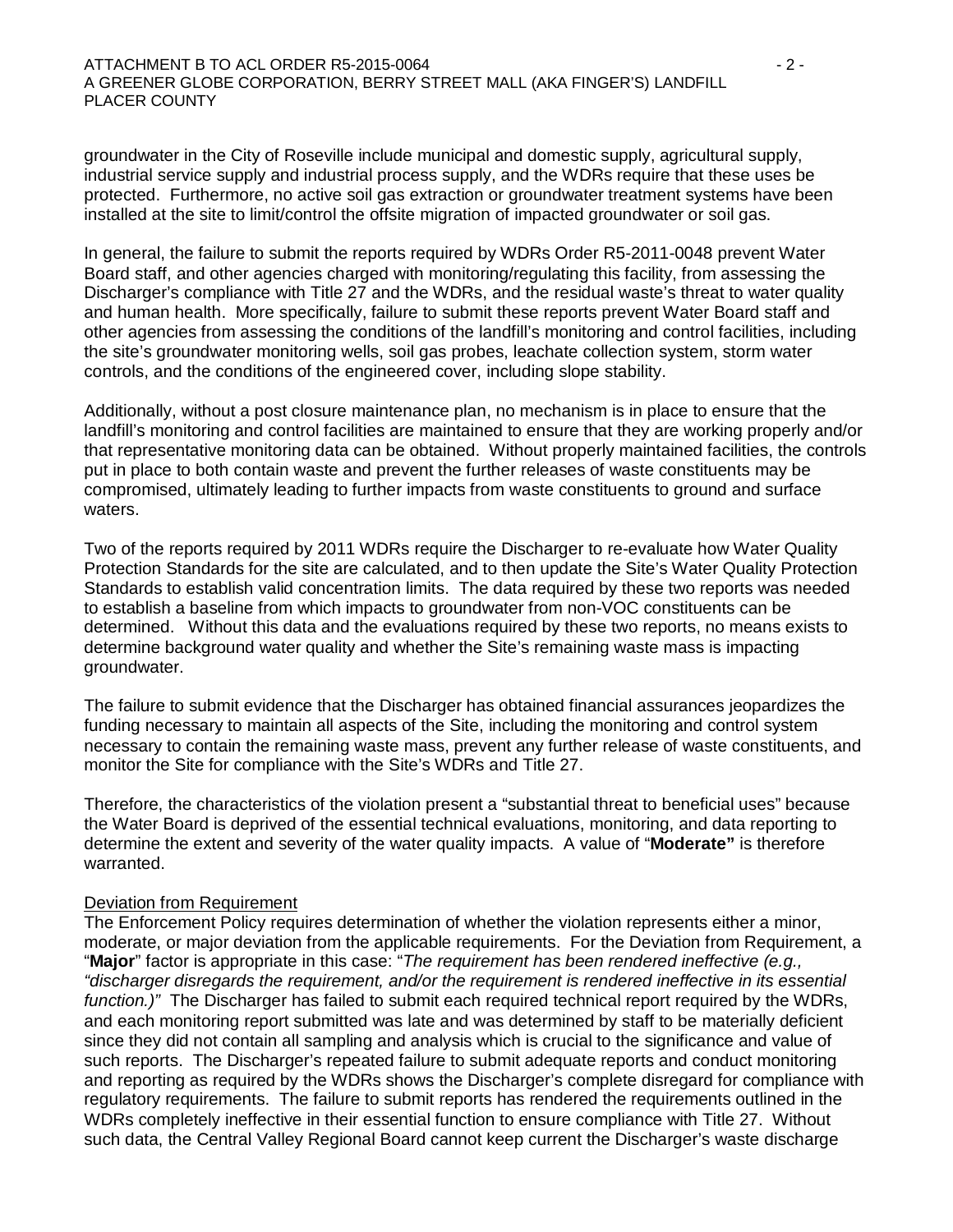groundwater in the City of Roseville include municipal and domestic supply, agricultural supply, industrial service supply and industrial process supply, and the WDRs require that these uses be protected. Furthermore, no active soil gas extraction or groundwater treatment systems have been installed at the site to limit/control the offsite migration of impacted groundwater or soil gas.

In general, the failure to submit the reports required by WDRs Order R5-2011-0048 prevent Water Board staff, and other agencies charged with monitoring/regulating this facility, from assessing the Discharger's compliance with Title 27 and the WDRs, and the residual waste's threat to water quality and human health. More specifically, failure to submit these reports prevent Water Board staff and other agencies from assessing the conditions of the landfill's monitoring and control facilities, including the site's groundwater monitoring wells, soil gas probes, leachate collection system, storm water controls, and the conditions of the engineered cover, including slope stability.

Additionally, without a post closure maintenance plan, no mechanism is in place to ensure that the landfill's monitoring and control facilities are maintained to ensure that they are working properly and/or that representative monitoring data can be obtained. Without properly maintained facilities, the controls put in place to both contain waste and prevent the further releases of waste constituents may be compromised, ultimately leading to further impacts from waste constituents to ground and surface waters.

Two of the reports required by 2011 WDRs require the Discharger to re-evaluate how Water Quality Protection Standards for the site are calculated, and to then update the Site's Water Quality Protection Standards to establish valid concentration limits. The data required by these two reports was needed to establish a baseline from which impacts to groundwater from non-VOC constituents can be determined. Without this data and the evaluations required by these two reports, no means exists to determine background water quality and whether the Site's remaining waste mass is impacting groundwater.

The failure to submit evidence that the Discharger has obtained financial assurances jeopardizes the funding necessary to maintain all aspects of the Site, including the monitoring and control system necessary to contain the remaining waste mass, prevent any further release of waste constituents, and monitor the Site for compliance with the Site's WDRs and Title 27.

Therefore, the characteristics of the violation present a "substantial threat to beneficial uses" because the Water Board is deprived of the essential technical evaluations, monitoring, and data reporting to determine the extent and severity of the water quality impacts. A value of "**Moderate"** is therefore warranted.

Deviation from Requirement

The Enforcement Policy requires determination of whether the violation represents either a minor, moderate, or major deviation from the applicable requirements. For the Deviation from Requirement, a "**Major**" factor is appropriate in this case: "*The requirement has been rendered ineffective (e.g., "discharger disregards the requirement, and/or the requirement is rendered ineffective in its essential function.)"* The Discharger has failed to submit each required technical report required by the WDRs, and each monitoring report submitted was late and was determined by staff to be materially deficient since they did not contain all sampling and analysis which is crucial to the significance and value of such reports. The Discharger's repeated failure to submit adequate reports and conduct monitoring and reporting as required by the WDRs shows the Discharger's complete disregard for compliance with regulatory requirements. The failure to submit reports has rendered the requirements outlined in the WDRs completely ineffective in their essential function to ensure compliance with Title 27. Without such data, the Central Valley Regional Board cannot keep current the Discharger's waste discharge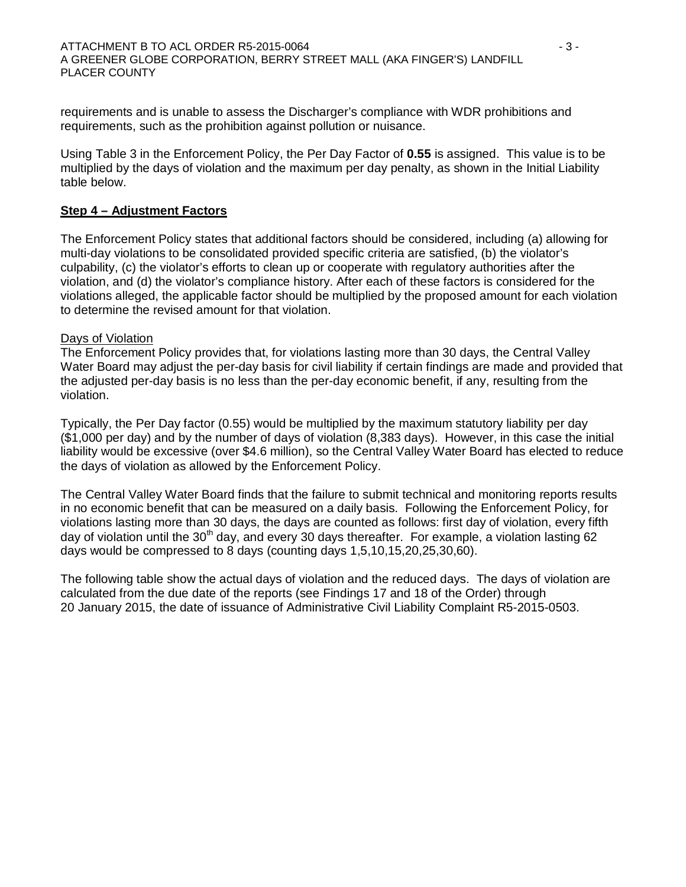requirements and is unable to assess the Discharger's compliance with WDR prohibitions and requirements, such as the prohibition against pollution or nuisance.

Using Table 3 in the Enforcement Policy, the Per Day Factor of **0.55** is assigned. This value is to be multiplied by the days of violation and the maximum per day penalty, as shown in the Initial Liability table below.

**Step 4 – Adjustment Factors**

The Enforcement Policy states that additional factors should be considered, including (a) allowing for multi-day violations to be consolidated provided specific criteria are satisfied, (b) the violator's culpability, (c) the violator's efforts to clean up or cooperate with regulatory authorities after the violation, and (d) the violator's compliance history. After each of these factors is considered for the violations alleged, the applicable factor should be multiplied by the proposed amount for each violation to determine the revised amount for that violation.

Days of Violation

The Enforcement Policy provides that, for violations lasting more than 30 days, the Central Valley Water Board may adjust the per-day basis for civil liability if certain findings are made and provided that the adjusted per-day basis is no less than the per-day economic benefit, if any, resulting from the violation.

Typically, the Per Day factor (0.55) would be multiplied by the maximum statutory liability per day ($1,000 per day) and by the number of days of violation (8,383 days). However, in this case the initial liability would be excessive (over $4.6 million), so the Central Valley Water Board has elected to reduce the days of violation as allowed by the Enforcement Policy.

The Central Valley Water Board finds that the failure to submit technical and monitoring reports results in no economic benefit that can be measured on a daily basis. Following the Enforcement Policy, for violations lasting more than 30 days, the days are counted as follows: first day of violation, every fifth day of violation until the 30th day, and every 30 days thereafter. For example, a violation lasting 62 days would be compressed to 8 days (counting days 1,5,10,15,20,25,30,60).

The following table show the actual days of violation and the reduced days. The days of violation are calculated from the due date of the reports (see Findings 17 and 18 of the Order) through 20 January 2015, the date of issuance of Administrative Civil Liability Complaint R5-2015-0503.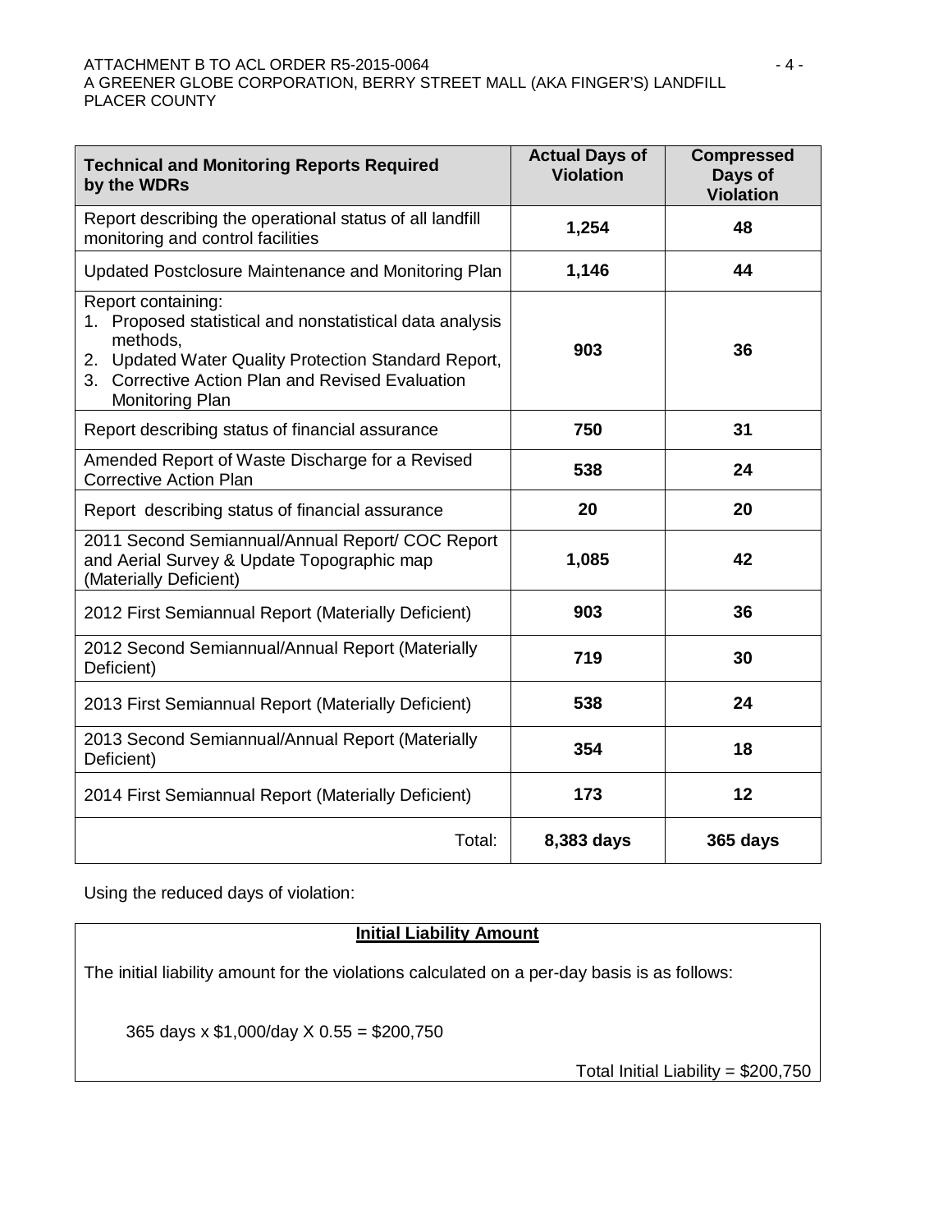| Technical and Monitoring Reports Required by the WDRs | Actual Days of Violation | Compressed Days of Violation |
|---|---|---|
| Report describing the operational status of all landfill monitoring and control facilities | **1,254** | **48** |
| Updated Postclosure Maintenance and Monitoring Plan | **1,146** | **44** |
| Report containing:<br>1. Proposed statistical and nonstatistical data analysis methods,<br>2. Updated Water Quality Protection Standard Report,<br>3. Corrective Action Plan and Revised Evaluation Monitoring Plan | **903** | **36** |
| Report describing status of financial assurance | **750** | **31** |
| Amended Report of Waste Discharge for a Revised Corrective Action Plan | **538** | **24** |
| Report describing status of financial assurance | **20** | **20** |
| 2011 Second Semiannual/Annual Report/ COC Report and Aerial Survey & Update Topographic map (Materially Deficient) | **1,085** | **42** |
| 2012 First Semiannual Report (Materially Deficient) | **903** | **36** |
| 2012 Second Semiannual/Annual Report (Materially Deficient) | **719** | **30** |
| 2013 First Semiannual Report (Materially Deficient) | **538** | **24** |
| 2013 Second Semiannual/Annual Report (Materially Deficient) | **354** | **18** |
| 2014 First Semiannual Report (Materially Deficient) | **173** | **12** |
| Total: | **8,383 days** | **365 days** |

Using the reduced days of violation:

**Initial Liability Amount**

The initial liability amount for the violations calculated on a per-day basis is as follows:

365 days x $1,000/day X 0.55 = $200,750

Total Initial Liability = $200,750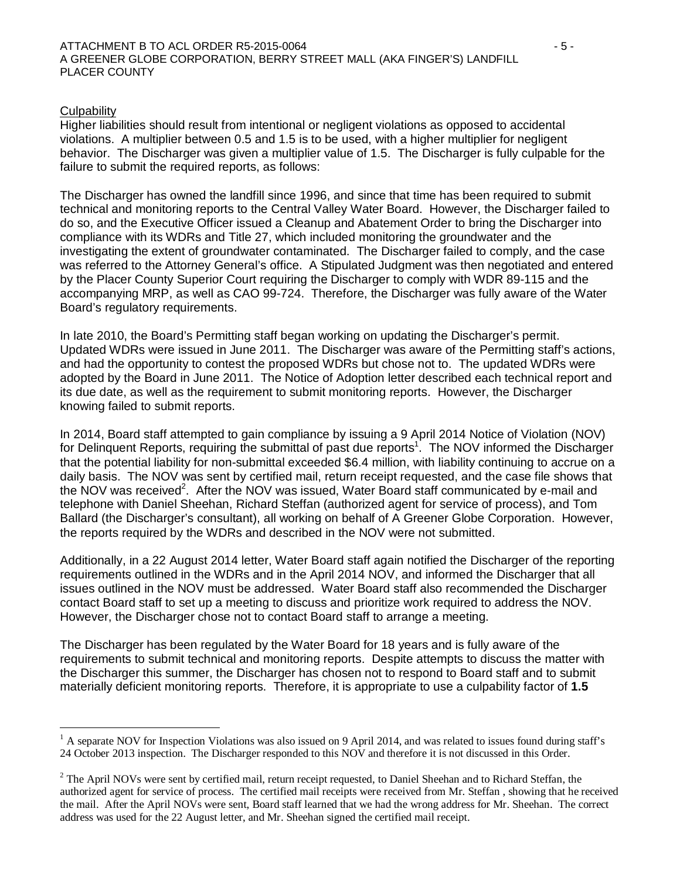Culpability

Higher liabilities should result from intentional or negligent violations as opposed to accidental violations. A multiplier between 0.5 and 1.5 is to be used, with a higher multiplier for negligent behavior. The Discharger was given a multiplier value of 1.5. The Discharger is fully culpable for the failure to submit the required reports, as follows:

The Discharger has owned the landfill since 1996, and since that time has been required to submit technical and monitoring reports to the Central Valley Water Board. However, the Discharger failed to do so, and the Executive Officer issued a Cleanup and Abatement Order to bring the Discharger into compliance with its WDRs and Title 27, which included monitoring the groundwater and the investigating the extent of groundwater contaminated. The Discharger failed to comply, and the case was referred to the Attorney General's office. A Stipulated Judgment was then negotiated and entered by the Placer County Superior Court requiring the Discharger to comply with WDR 89-115 and the accompanying MRP, as well as CAO 99-724. Therefore, the Discharger was fully aware of the Water Board's regulatory requirements.

In late 2010, the Board's Permitting staff began working on updating the Discharger's permit. Updated WDRs were issued in June 2011. The Discharger was aware of the Permitting staff's actions, and had the opportunity to contest the proposed WDRs but chose not to. The updated WDRs were adopted by the Board in June 2011. The Notice of Adoption letter described each technical report and its due date, as well as the requirement to submit monitoring reports. However, the Discharger knowing failed to submit reports.

In 2014, Board staff attempted to gain compliance by issuing a 9 April 2014 Notice of Violation (NOV) for Delinquent Reports, requiring the submittal of past due reports[1]. The NOV informed the Discharger that the potential liability for non-submittal exceeded $6.4 million, with liability continuing to accrue on a daily basis. The NOV was sent by certified mail, return receipt requested, and the case file shows that the NOV was received[2]. After the NOV was issued, Water Board staff communicated by e-mail and telephone with Daniel Sheehan, Richard Steffan (authorized agent for service of process), and Tom Ballard (the Discharger's consultant), all working on behalf of A Greener Globe Corporation. However, the reports required by the WDRs and described in the NOV were not submitted.

Additionally, in a 22 August 2014 letter, Water Board staff again notified the Discharger of the reporting requirements outlined in the WDRs and in the April 2014 NOV, and informed the Discharger that all issues outlined in the NOV must be addressed. Water Board staff also recommended the Discharger contact Board staff to set up a meeting to discuss and prioritize work required to address the NOV. However, the Discharger chose not to contact Board staff to arrange a meeting.

The Discharger has been regulated by the Water Board for 18 years and is fully aware of the requirements to submit technical and monitoring reports. Despite attempts to discuss the matter with the Discharger this summer, the Discharger has chosen not to respond to Board staff and to submit materially deficient monitoring reports. Therefore, it is appropriate to use a culpability factor of **1.5**

[1] A separate NOV for Inspection Violations was also issued on 9 April 2014, and was related to issues found during staff's 24 October 2013 inspection. The Discharger responded to this NOV and therefore it is not discussed in this Order.

[2] The April NOVs were sent by certified mail, return receipt requested, to Daniel Sheehan and to Richard Steffan, the authorized agent for service of process. The certified mail receipts were received from Mr. Steffan , showing that he received the mail. After the April NOVs were sent, Board staff learned that we had the wrong address for Mr. Sheehan. The correct address was used for the 22 August letter, and Mr. Sheehan signed the certified mail receipt.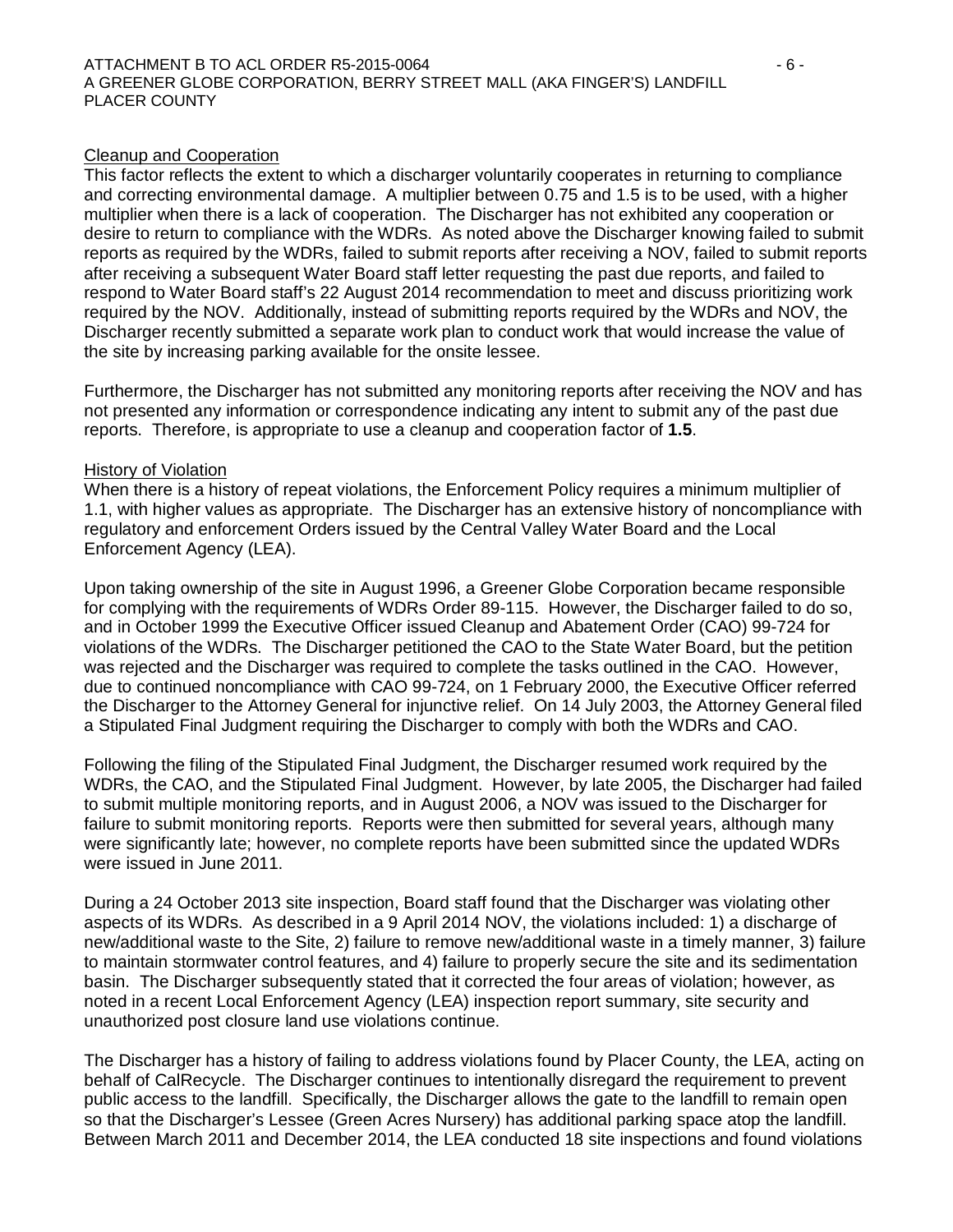Cleanup and Cooperation

This factor reflects the extent to which a discharger voluntarily cooperates in returning to compliance and correcting environmental damage. A multiplier between 0.75 and 1.5 is to be used, with a higher multiplier when there is a lack of cooperation. The Discharger has not exhibited any cooperation or desire to return to compliance with the WDRs. As noted above the Discharger knowing failed to submit reports as required by the WDRs, failed to submit reports after receiving a NOV, failed to submit reports after receiving a subsequent Water Board staff letter requesting the past due reports, and failed to respond to Water Board staff's 22 August 2014 recommendation to meet and discuss prioritizing work required by the NOV. Additionally, instead of submitting reports required by the WDRs and NOV, the Discharger recently submitted a separate work plan to conduct work that would increase the value of the site by increasing parking available for the onsite lessee.

Furthermore, the Discharger has not submitted any monitoring reports after receiving the NOV and has not presented any information or correspondence indicating any intent to submit any of the past due reports. Therefore, is appropriate to use a cleanup and cooperation factor of **1.5**.

History of Violation

When there is a history of repeat violations, the Enforcement Policy requires a minimum multiplier of 1.1, with higher values as appropriate. The Discharger has an extensive history of noncompliance with regulatory and enforcement Orders issued by the Central Valley Water Board and the Local Enforcement Agency (LEA).

Upon taking ownership of the site in August 1996, a Greener Globe Corporation became responsible for complying with the requirements of WDRs Order 89-115. However, the Discharger failed to do so, and in October 1999 the Executive Officer issued Cleanup and Abatement Order (CAO) 99-724 for violations of the WDRs. The Discharger petitioned the CAO to the State Water Board, but the petition was rejected and the Discharger was required to complete the tasks outlined in the CAO. However, due to continued noncompliance with CAO 99-724, on 1 February 2000, the Executive Officer referred the Discharger to the Attorney General for injunctive relief. On 14 July 2003, the Attorney General filed a Stipulated Final Judgment requiring the Discharger to comply with both the WDRs and CAO.

Following the filing of the Stipulated Final Judgment, the Discharger resumed work required by the WDRs, the CAO, and the Stipulated Final Judgment. However, by late 2005, the Discharger had failed to submit multiple monitoring reports, and in August 2006, a NOV was issued to the Discharger for failure to submit monitoring reports. Reports were then submitted for several years, although many were significantly late; however, no complete reports have been submitted since the updated WDRs were issued in June 2011.

During a 24 October 2013 site inspection, Board staff found that the Discharger was violating other aspects of its WDRs. As described in a 9 April 2014 NOV, the violations included: 1) a discharge of new/additional waste to the Site, 2) failure to remove new/additional waste in a timely manner, 3) failure to maintain stormwater control features, and 4) failure to properly secure the site and its sedimentation basin. The Discharger subsequently stated that it corrected the four areas of violation; however, as noted in a recent Local Enforcement Agency (LEA) inspection report summary, site security and unauthorized post closure land use violations continue.

The Discharger has a history of failing to address violations found by Placer County, the LEA, acting on behalf of CalRecycle. The Discharger continues to intentionally disregard the requirement to prevent public access to the landfill. Specifically, the Discharger allows the gate to the landfill to remain open so that the Discharger's Lessee (Green Acres Nursery) has additional parking space atop the landfill. Between March 2011 and December 2014, the LEA conducted 18 site inspections and found violations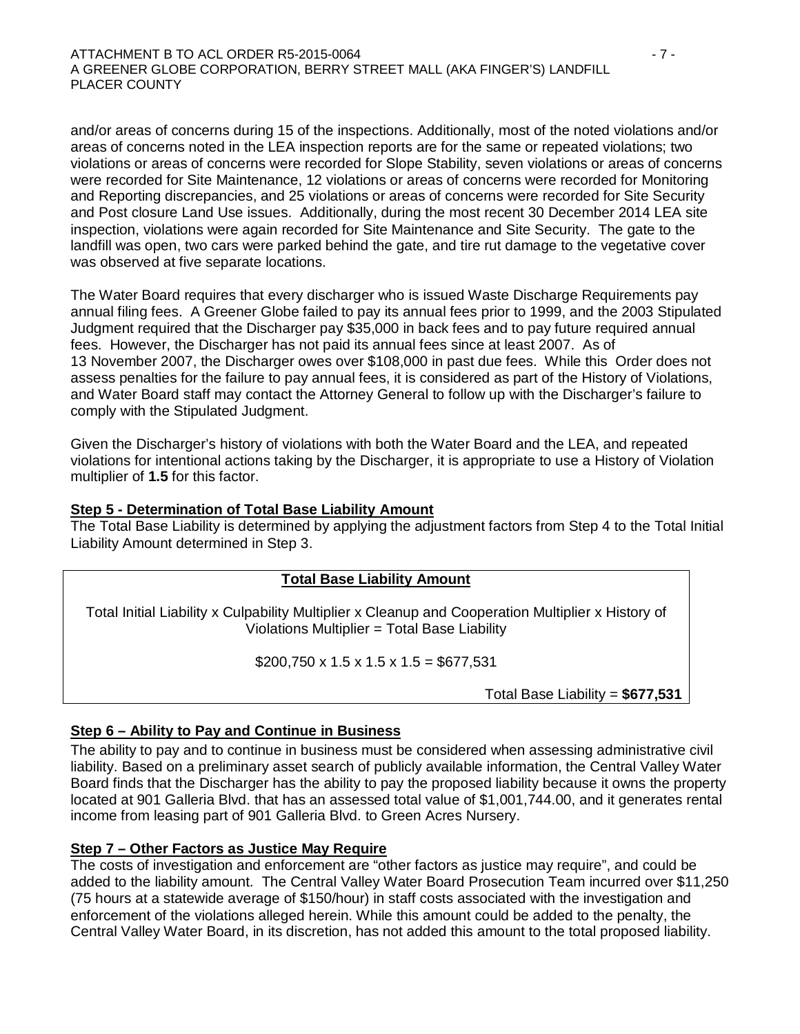and/or areas of concerns during 15 of the inspections. Additionally, most of the noted violations and/or areas of concerns noted in the LEA inspection reports are for the same or repeated violations; two violations or areas of concerns were recorded for Slope Stability, seven violations or areas of concerns were recorded for Site Maintenance, 12 violations or areas of concerns were recorded for Monitoring and Reporting discrepancies, and 25 violations or areas of concerns were recorded for Site Security and Post closure Land Use issues. Additionally, during the most recent 30 December 2014 LEA site inspection, violations were again recorded for Site Maintenance and Site Security. The gate to the landfill was open, two cars were parked behind the gate, and tire rut damage to the vegetative cover was observed at five separate locations.

The Water Board requires that every discharger who is issued Waste Discharge Requirements pay annual filing fees. A Greener Globe failed to pay its annual fees prior to 1999, and the 2003 Stipulated Judgment required that the Discharger pay $35,000 in back fees and to pay future required annual fees. However, the Discharger has not paid its annual fees since at least 2007. As of 13 November 2007, the Discharger owes over $108,000 in past due fees. While this Order does not assess penalties for the failure to pay annual fees, it is considered as part of the History of Violations, and Water Board staff may contact the Attorney General to follow up with the Discharger's failure to comply with the Stipulated Judgment.

Given the Discharger's history of violations with both the Water Board and the LEA, and repeated violations for intentional actions taking by the Discharger, it is appropriate to use a History of Violation multiplier of **1.5** for this factor.

## Step 5 - Determination of Total Base Liability Amount

The Total Base Liability is determined by applying the adjustment factors from Step 4 to the Total Initial Liability Amount determined in Step 3.

**Total Base Liability Amount**

Total Initial Liability x Culpability Multiplier x Cleanup and Cooperation Multiplier x History of Violations Multiplier = Total Base Liability

$200,750 x 1.5 x 1.5 x 1.5 = $677,531

Total Base Liability = **$677,531**

## Step 6 – Ability to Pay and Continue in Business

The ability to pay and to continue in business must be considered when assessing administrative civil liability. Based on a preliminary asset search of publicly available information, the Central Valley Water Board finds that the Discharger has the ability to pay the proposed liability because it owns the property located at 901 Galleria Blvd. that has an assessed total value of $1,001,744.00, and it generates rental income from leasing part of 901 Galleria Blvd. to Green Acres Nursery.

## Step 7 – Other Factors as Justice May Require

The costs of investigation and enforcement are "other factors as justice may require", and could be added to the liability amount. The Central Valley Water Board Prosecution Team incurred over $11,250 (75 hours at a statewide average of $150/hour) in staff costs associated with the investigation and enforcement of the violations alleged herein. While this amount could be added to the penalty, the Central Valley Water Board, in its discretion, has not added this amount to the total proposed liability.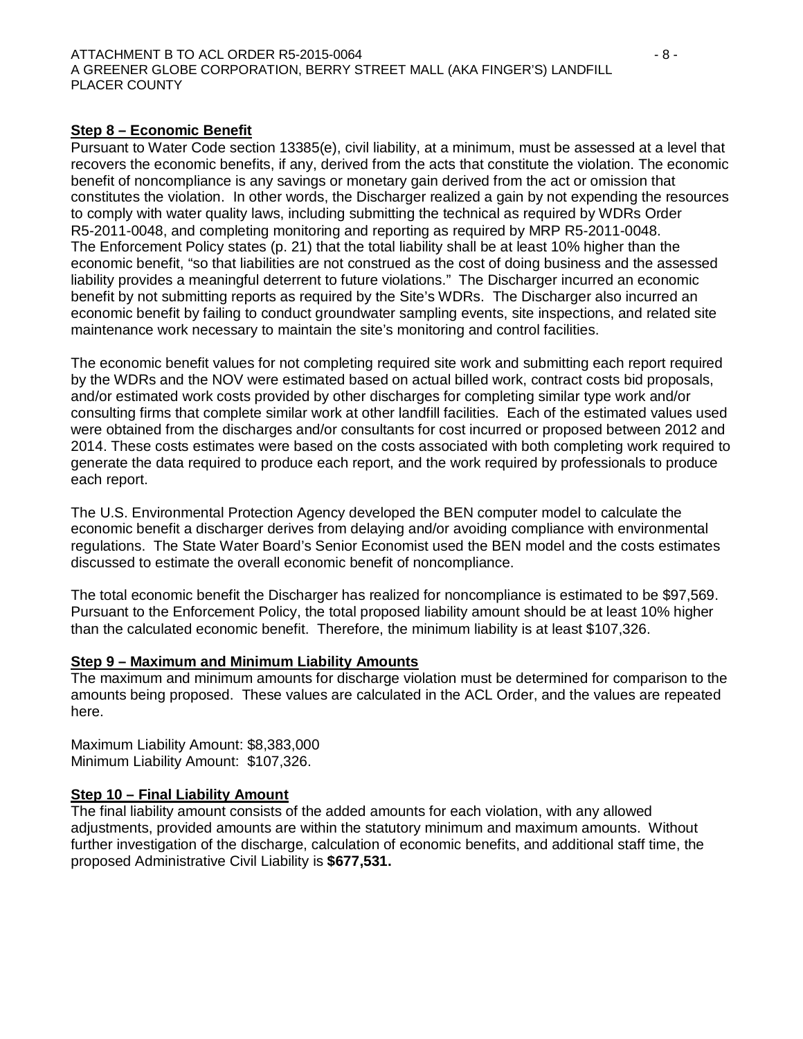**Step 8 – Economic Benefit**

Pursuant to Water Code section 13385(e), civil liability, at a minimum, must be assessed at a level that recovers the economic benefits, if any, derived from the acts that constitute the violation. The economic benefit of noncompliance is any savings or monetary gain derived from the act or omission that constitutes the violation. In other words, the Discharger realized a gain by not expending the resources to comply with water quality laws, including submitting the technical as required by WDRs Order R5-2011-0048, and completing monitoring and reporting as required by MRP R5-2011-0048. The Enforcement Policy states (p. 21) that the total liability shall be at least 10% higher than the economic benefit, "so that liabilities are not construed as the cost of doing business and the assessed liability provides a meaningful deterrent to future violations." The Discharger incurred an economic benefit by not submitting reports as required by the Site's WDRs. The Discharger also incurred an economic benefit by failing to conduct groundwater sampling events, site inspections, and related site maintenance work necessary to maintain the site's monitoring and control facilities.

The economic benefit values for not completing required site work and submitting each report required by the WDRs and the NOV were estimated based on actual billed work, contract costs bid proposals, and/or estimated work costs provided by other discharges for completing similar type work and/or consulting firms that complete similar work at other landfill facilities. Each of the estimated values used were obtained from the discharges and/or consultants for cost incurred or proposed between 2012 and 2014. These costs estimates were based on the costs associated with both completing work required to generate the data required to produce each report, and the work required by professionals to produce each report.

The U.S. Environmental Protection Agency developed the BEN computer model to calculate the economic benefit a discharger derives from delaying and/or avoiding compliance with environmental regulations. The State Water Board's Senior Economist used the BEN model and the costs estimates discussed to estimate the overall economic benefit of noncompliance.

The total economic benefit the Discharger has realized for noncompliance is estimated to be $97,569. Pursuant to the Enforcement Policy, the total proposed liability amount should be at least 10% higher than the calculated economic benefit. Therefore, the minimum liability is at least $107,326.

**Step 9 – Maximum and Minimum Liability Amounts**

The maximum and minimum amounts for discharge violation must be determined for comparison to the amounts being proposed. These values are calculated in the ACL Order, and the values are repeated here.

Maximum Liability Amount: $8,383,000
Minimum Liability Amount: $107,326.

**Step 10 – Final Liability Amount**

The final liability amount consists of the added amounts for each violation, with any allowed adjustments, provided amounts are within the statutory minimum and maximum amounts. Without further investigation of the discharge, calculation of economic benefits, and additional staff time, the proposed Administrative Civil Liability is **$677,531.**